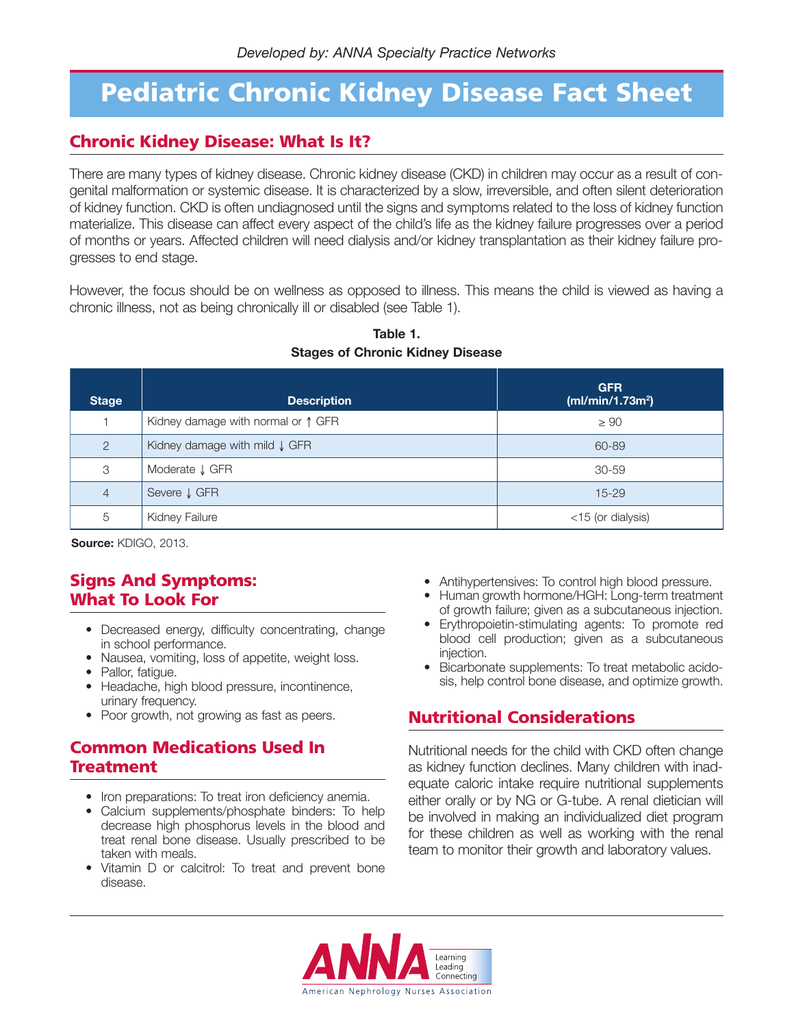*Developed by: ANNA Specialty Practice Networks*

# Pediatric Chronic Kidney Disease Fact Sheet

## Chronic Kidney Disease: What Is It?

There are many types of kidney disease. Chronic kidney disease (CKD) in children may occur as a result of congenital malformation or systemic disease. It is characterized by a slow, irreversible, and often silent deterioration of kidney function. CKD is often undiagnosed until the signs and symptoms related to the loss of kidney function materialize. This disease can affect every aspect of the child's life as the kidney failure progresses over a period of months or years. Affected children will need dialysis and/or kidney transplantation as their kidney failure progresses to end stage.

However, the focus should be on wellness as opposed to illness. This means the child is viewed as having a chronic illness, not as being chronically ill or disabled (see Table 1).

**Table 1.**
**Stages of Chronic Kidney Disease**

| Stage | Description | GFR (ml/min/1.73m$^2$) |
|---|---|---|
| 1 | Kidney damage with normal or ↑ GFR | ≥ 90 |
| 2 | Kidney damage with mild ↓ GFR | 60-89 |
| 3 | Moderate ↓ GFR | 30-59 |
| 4 | Severe ↓ GFR | 15-29 |
| 5 | Kidney Failure | <15 (or dialysis) |

**Source:** KDIGO, 2013.

## Signs And Symptoms: What To Look For

- Decreased energy, difficulty concentrating, change in school performance.
- Nausea, vomiting, loss of appetite, weight loss.
- Pallor, fatigue.
- Headache, high blood pressure, incontinence, urinary frequency.
- Poor growth, not growing as fast as peers.

## Common Medications Used In Treatment

- Iron preparations: To treat iron deficiency anemia.
- Calcium supplements/phosphate binders: To help decrease high phosphorus levels in the blood and treat renal bone disease. Usually prescribed to be taken with meals.
- Vitamin D or calcitrol: To treat and prevent bone disease.
- Antihypertensives: To control high blood pressure.
- Human growth hormone/HGH: Long-term treatment of growth failure; given as a subcutaneous injection.
- Erythropoietin-stimulating agents: To promote red blood cell production; given as a subcutaneous injection.
- Bicarbonate supplements: To treat metabolic acidosis, help control bone disease, and optimize growth.

## Nutritional Considerations

Nutritional needs for the child with CKD often change as kidney function declines. Many children with inadequate caloric intake require nutritional supplements either orally or by NG or G-tube. A renal dietician will be involved in making an individualized diet program for these children as well as working with the renal team to monitor their growth and laboratory values.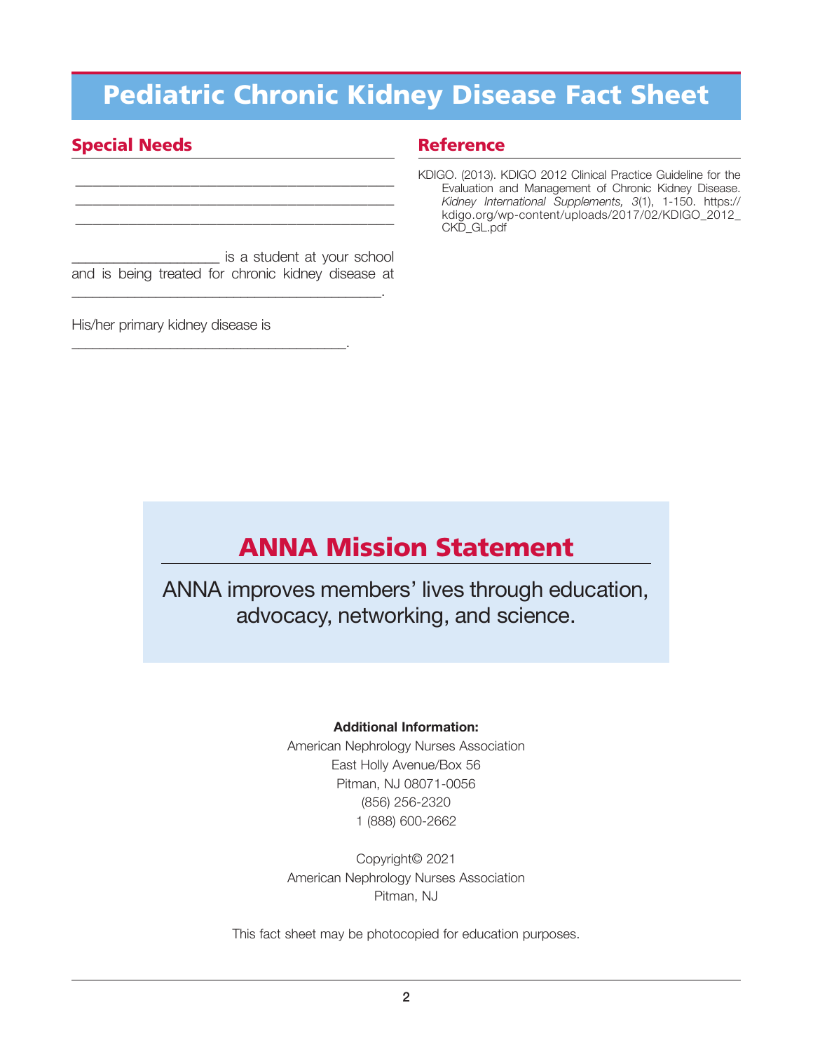# Pediatric Chronic Kidney Disease Fact Sheet

## Special Needs

_____________________________________________

_____________________________________________

_____________________________________________

___________________ is a student at your school and is being treated for chronic kidney disease at _________________________________________.

His/her primary kidney disease is _____________________________________.

## Reference

KDIGO. (2013). KDIGO 2012 Clinical Practice Guideline for the Evaluation and Management of Chronic Kidney Disease. *Kidney International Supplements, 3*(1), 1-150. https://kdigo.org/wp-content/uploads/2017/02/KDIGO_2012_CKD_GL.pdf

## ANNA Mission Statement

ANNA improves members' lives through education, advocacy, networking, and science.

**Additional Information:**

American Nephrology Nurses Association
East Holly Avenue/Box 56
Pitman, NJ 08071-0056
(856) 256-2320
1 (888) 600-2662

Copyright© 2021
American Nephrology Nurses Association
Pitman, NJ

This fact sheet may be photocopied for education purposes.